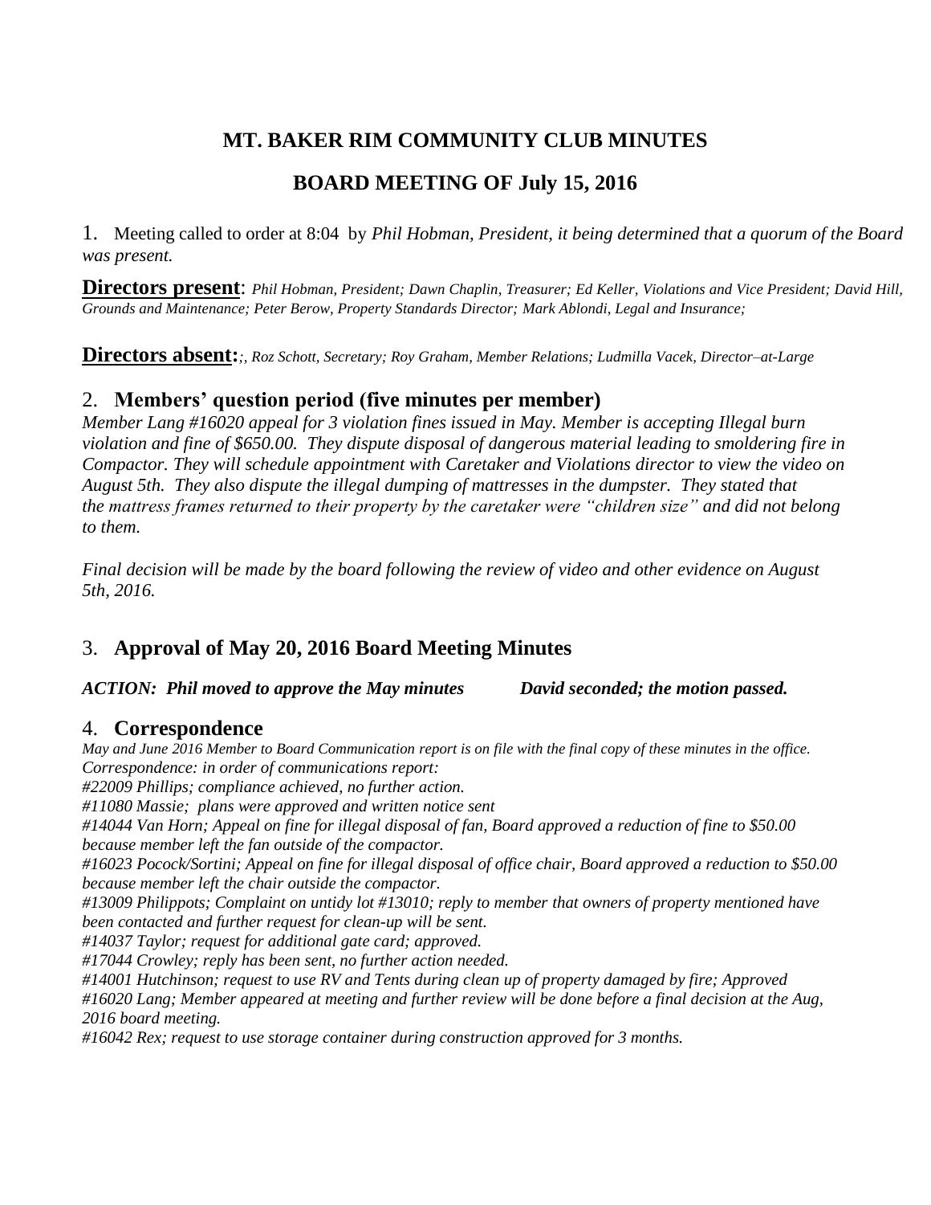# MT. BAKER RIM COMMUNITY CLUB MINUTES

## BOARD MEETING OF July 15, 2016

1. Meeting called to order at 8:04 by *Phil Hobman, President, it being determined that a quorum of the Board was present.*

**Directors present**: *Phil Hobman, President; Dawn Chaplin, Treasurer; Ed Keller, Violations and Vice President; David Hill, Grounds and Maintenance; Peter Berow, Property Standards Director; Mark Ablondi, Legal and Insurance;*

**Directors absent:***;, Roz Schott, Secretary; Roy Graham, Member Relations; Ludmilla Vacek, Director–at-Large*

### 2. Members' question period (five minutes per member)

*Member Lang #16020 appeal for 3 violation fines issued in May. Member is accepting Illegal burn violation and fine of $650.00. They dispute disposal of dangerous material leading to smoldering fire in Compactor. They will schedule appointment with Caretaker and Violations director to view the video on August 5th. They also dispute the illegal dumping of mattresses in the dumpster. They stated that the mattress frames returned to their property by the caretaker were "children size" and did not belong to them.*

*Final decision will be made by the board following the review of video and other evidence on August 5th, 2016.*

### 3. Approval of May 20, 2016 Board Meeting Minutes

***ACTION: Phil moved to approve the May minutes David seconded; the motion passed.***

### 4. Correspondence

*May and June 2016 Member to Board Communication report is on file with the final copy of these minutes in the office.*
*Correspondence: in order of communications report:*
*#22009 Phillips; compliance achieved, no further action.*
*#11080 Massie; plans were approved and written notice sent*
*#14044 Van Horn; Appeal on fine for illegal disposal of fan, Board approved a reduction of fine to $50.00 because member left the fan outside of the compactor.*
*#16023 Pocock/Sortini; Appeal on fine for illegal disposal of office chair, Board approved a reduction to $50.00 because member left the chair outside the compactor.*
*#13009 Philippots; Complaint on untidy lot #13010; reply to member that owners of property mentioned have been contacted and further request for clean-up will be sent.*
*#14037 Taylor; request for additional gate card; approved.*
*#17044 Crowley; reply has been sent, no further action needed.*
*#14001 Hutchinson; request to use RV and Tents during clean up of property damaged by fire; Approved*
*#16020 Lang; Member appeared at meeting and further review will be done before a final decision at the Aug, 2016 board meeting.*
*#16042 Rex; request to use storage container during construction approved for 3 months.*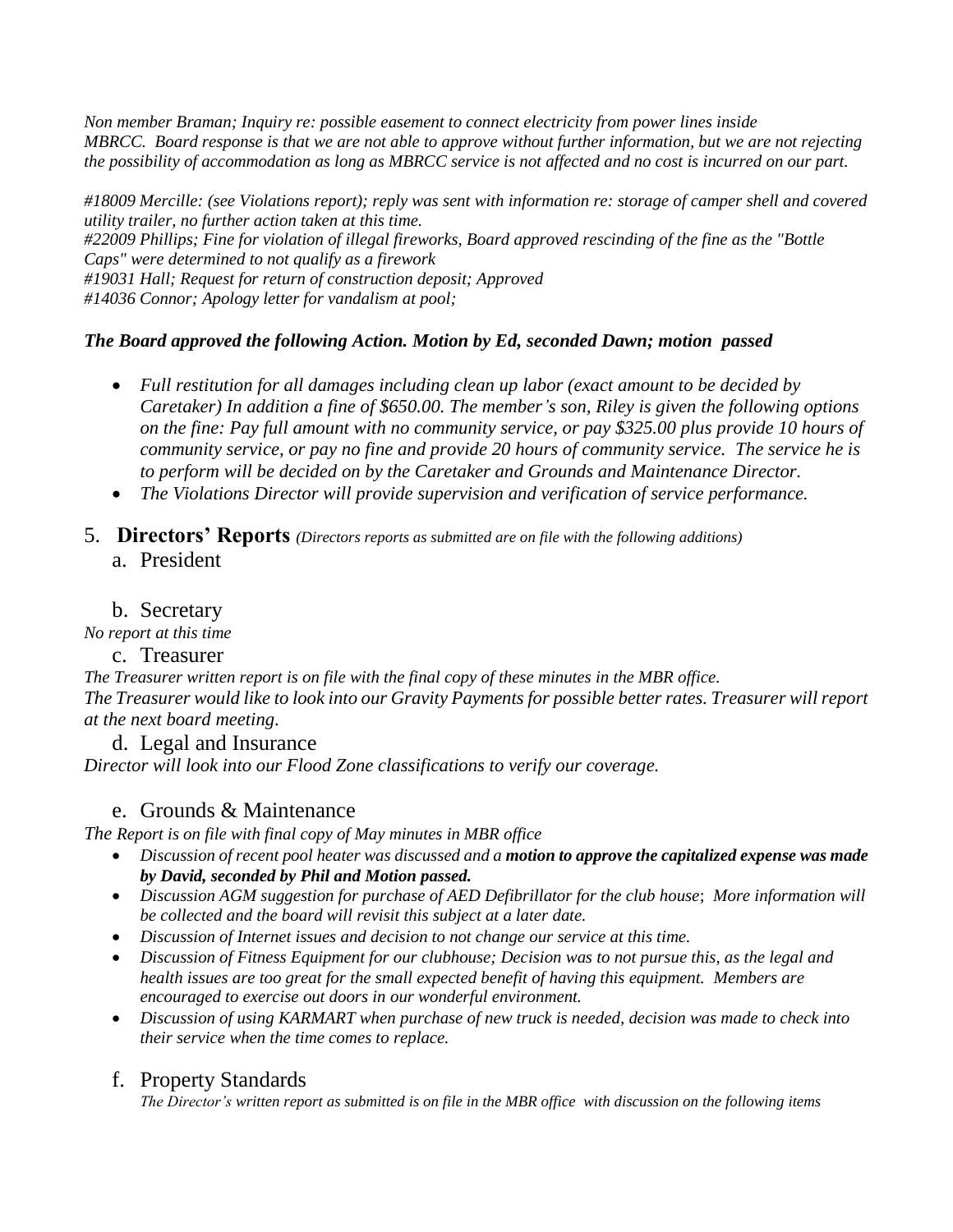*Non member Braman; Inquiry re: possible easement to connect electricity from power lines inside MBRCC. Board response is that we are not able to approve without further information, but we are not rejecting the possibility of accommodation as long as MBRCC service is not affected and no cost is incurred on our part.*

*#18009 Mercille: (see Violations report); reply was sent with information re: storage of camper shell and covered utility trailer, no further action taken at this time.*
*#22009 Phillips; Fine for violation of illegal fireworks, Board approved rescinding of the fine as the "Bottle Caps" were determined to not qualify as a firework*
*#19031 Hall; Request for return of construction deposit; Approved*
*#14036 Connor; Apology letter for vandalism at pool;*

***The Board approved the following Action. Motion by Ed, seconded Dawn; motion passed***

- *Full restitution for all damages including clean up labor (exact amount to be decided by Caretaker) In addition a fine of $650.00. The member's son, Riley is given the following options on the fine: Pay full amount with no community service, or pay $325.00 plus provide 10 hours of community service, or pay no fine and provide 20 hours of community service. The service he is to perform will be decided on by the Caretaker and Grounds and Maintenance Director.*
- *The Violations Director will provide supervision and verification of service performance.*

## 5. Directors' Reports *(Directors reports as submitted are on file with the following additions)*

### a. President

### b. Secretary

*No report at this time*

### c. Treasurer

*The Treasurer written report is on file with the final copy of these minutes in the MBR office.*
*The Treasurer would like to look into our Gravity Payments for possible better rates. Treasurer will report at the next board meeting.*

### d. Legal and Insurance

*Director will look into our Flood Zone classifications to verify our coverage.*

### e. Grounds & Maintenance

*The Report is on file with final copy of May minutes in MBR office*

- *Discussion of recent pool heater was discussed and a* ***motion to approve the capitalized expense was made by David, seconded by Phil and Motion passed.***
- *Discussion AGM suggestion for purchase of AED Defibrillator for the club house; More information will be collected and the board will revisit this subject at a later date.*
- *Discussion of Internet issues and decision to not change our service at this time.*
- *Discussion of Fitness Equipment for our clubhouse; Decision was to not pursue this, as the legal and health issues are too great for the small expected benefit of having this equipment. Members are encouraged to exercise out doors in our wonderful environment.*
- *Discussion of using KARMART when purchase of new truck is needed, decision was made to check into their service when the time comes to replace.*

### f. Property Standards

*The Director's written report as submitted is on file in the MBR office with discussion on the following items*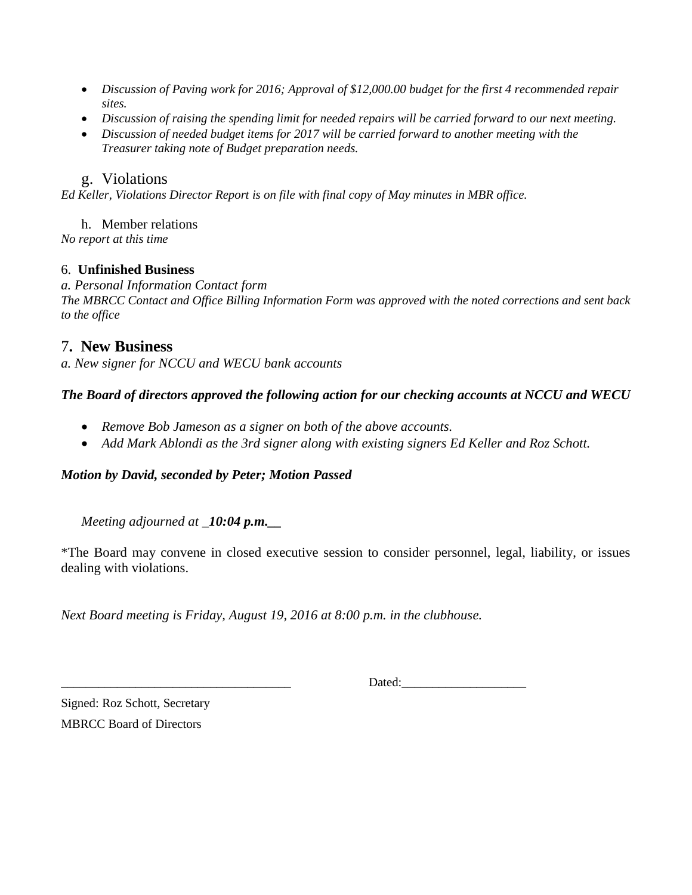- *Discussion of Paving work for 2016; Approval of $12,000.00 budget for the first 4 recommended repair sites.*
- *Discussion of raising the spending limit for needed repairs will be carried forward to our next meeting.*
- *Discussion of needed budget items for 2017 will be carried forward to another meeting with the Treasurer taking note of Budget preparation needs.*

### g. Violations

*Ed Keller, Violations Director Report is on file with final copy of May minutes in MBR office.*

h. Member relations

*No report at this time*

## 6. **Unfinished Business**

*a. Personal Information Contact form*

*The MBRCC Contact and Office Billing Information Form was approved with the noted corrections and sent back to the office*

## 7. New Business

*a. New signer for NCCU and WECU bank accounts*

***The Board of directors approved the following action for our checking accounts at NCCU and WECU***

- *Remove Bob Jameson as a signer on both of the above accounts.*
- *Add Mark Ablondi as the 3rd signer along with existing signers Ed Keller and Roz Schott.*

***Motion by David, seconded by Peter; Motion Passed***

*Meeting adjourned at* ***_10:04 p.m.__***

*The Board may convene in closed executive session to consider personnel, legal, liability, or issues dealing with violations.

*Next Board meeting is Friday, August 19, 2016 at 8:00 p.m. in the clubhouse.*

_____________________________________ Dated:____________________

Signed: Roz Schott, Secretary

MBRCC Board of Directors